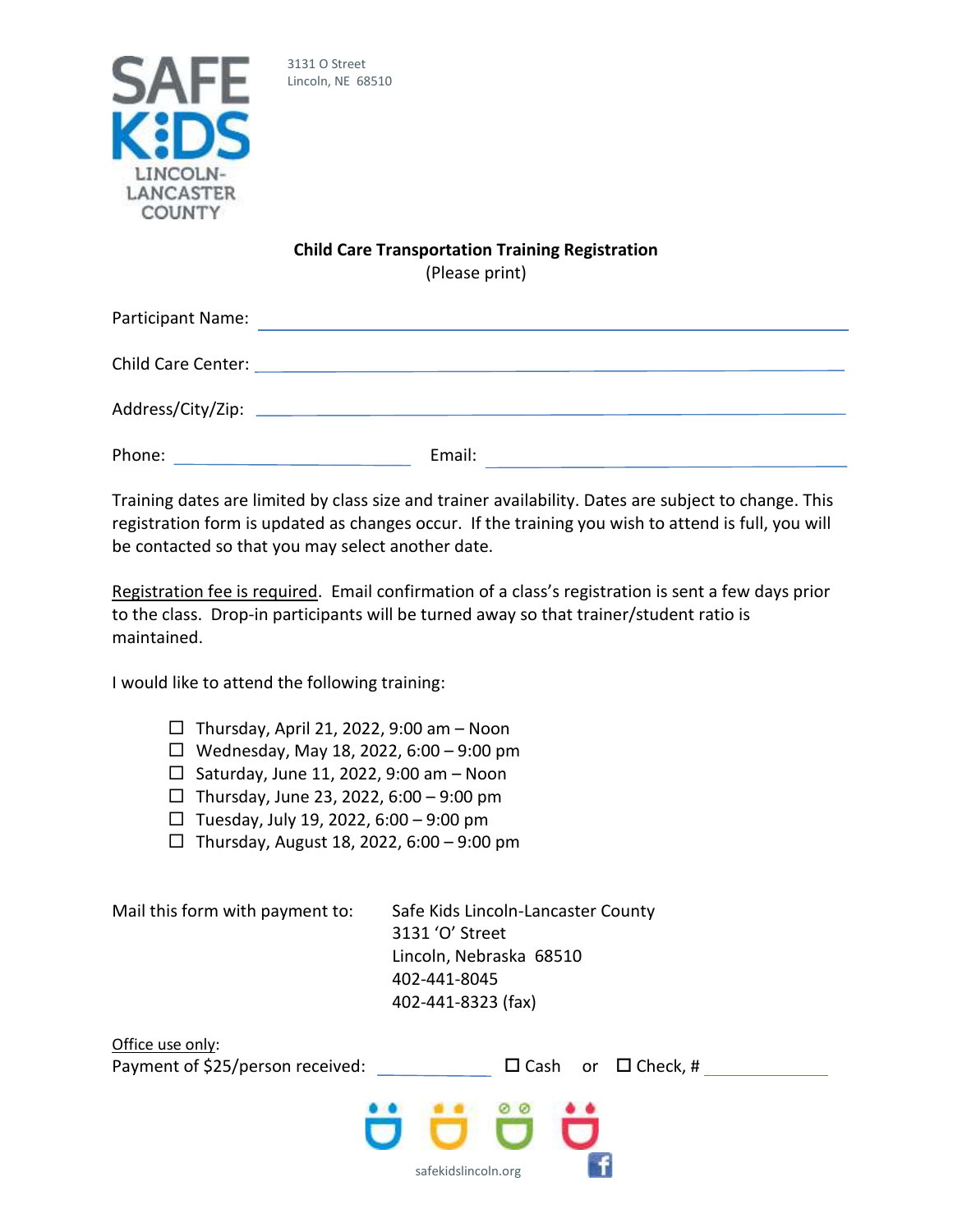SAFE KIDS LINCOLN-LANCASTER COUNTY

3131 O Street
Lincoln, NE 68510

## Child Care Transportation Training Registration

(Please print)

Participant Name: ______________________________

Child Care Center: ______________________________

Address/City/Zip: ______________________________

Phone: ______________________ Email: ______________________

Training dates are limited by class size and trainer availability. Dates are subject to change. This registration form is updated as changes occur. If the training you wish to attend is full, you will be contacted so that you may select another date.

Registration fee is required. Email confirmation of a class's registration is sent a few days prior to the class. Drop-in participants will be turned away so that trainer/student ratio is maintained.

I would like to attend the following training:

- ☐ Thursday, April 21, 2022, 9:00 am – Noon
- ☐ Wednesday, May 18, 2022, 6:00 – 9:00 pm
- ☐ Saturday, June 11, 2022, 9:00 am – Noon
- ☐ Thursday, June 23, 2022, 6:00 – 9:00 pm
- ☐ Tuesday, July 19, 2022, 6:00 – 9:00 pm
- ☐ Thursday, August 18, 2022, 6:00 – 9:00 pm

Mail this form with payment to:

Safe Kids Lincoln-Lancaster County
3131 'O' Street
Lincoln, Nebraska 68510
402-441-8045
402-441-8323 (fax)

Office use only:
Payment of $25/person received: ____________ ☐ Cash or ☐ Check, # ____________

safekidslincoln.org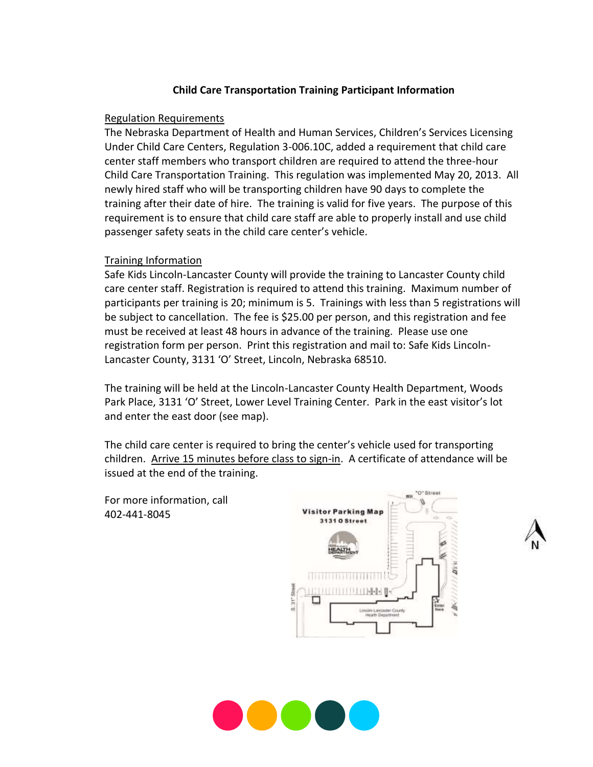**Child Care Transportation Training Participant Information**

Regulation Requirements

The Nebraska Department of Health and Human Services, Children's Services Licensing Under Child Care Centers, Regulation 3-006.10C, added a requirement that child care center staff members who transport children are required to attend the three-hour Child Care Transportation Training. This regulation was implemented May 20, 2013. All newly hired staff who will be transporting children have 90 days to complete the training after their date of hire. The training is valid for five years. The purpose of this requirement is to ensure that child care staff are able to properly install and use child passenger safety seats in the child care center's vehicle.

Training Information

Safe Kids Lincoln-Lancaster County will provide the training to Lancaster County child care center staff. Registration is required to attend this training. Maximum number of participants per training is 20; minimum is 5. Trainings with less than 5 registrations will be subject to cancellation. The fee is $25.00 per person, and this registration and fee must be received at least 48 hours in advance of the training. Please use one registration form per person. Print this registration and mail to: Safe Kids Lincoln-Lancaster County, 3131 'O' Street, Lincoln, Nebraska 68510.

The training will be held at the Lincoln-Lancaster County Health Department, Woods Park Place, 3131 'O' Street, Lower Level Training Center. Park in the east visitor's lot and enter the east door (see map).

The child care center is required to bring the center's vehicle used for transporting children. Arrive 15 minutes before class to sign-in. A certificate of attendance will be issued at the end of the training.

For more information, call
402-441-8045

Visitor Parking Map
3131 O Street
"O" Street
S. 31st Street
Lincoln-Lancaster County Health Department
Enter Here
N